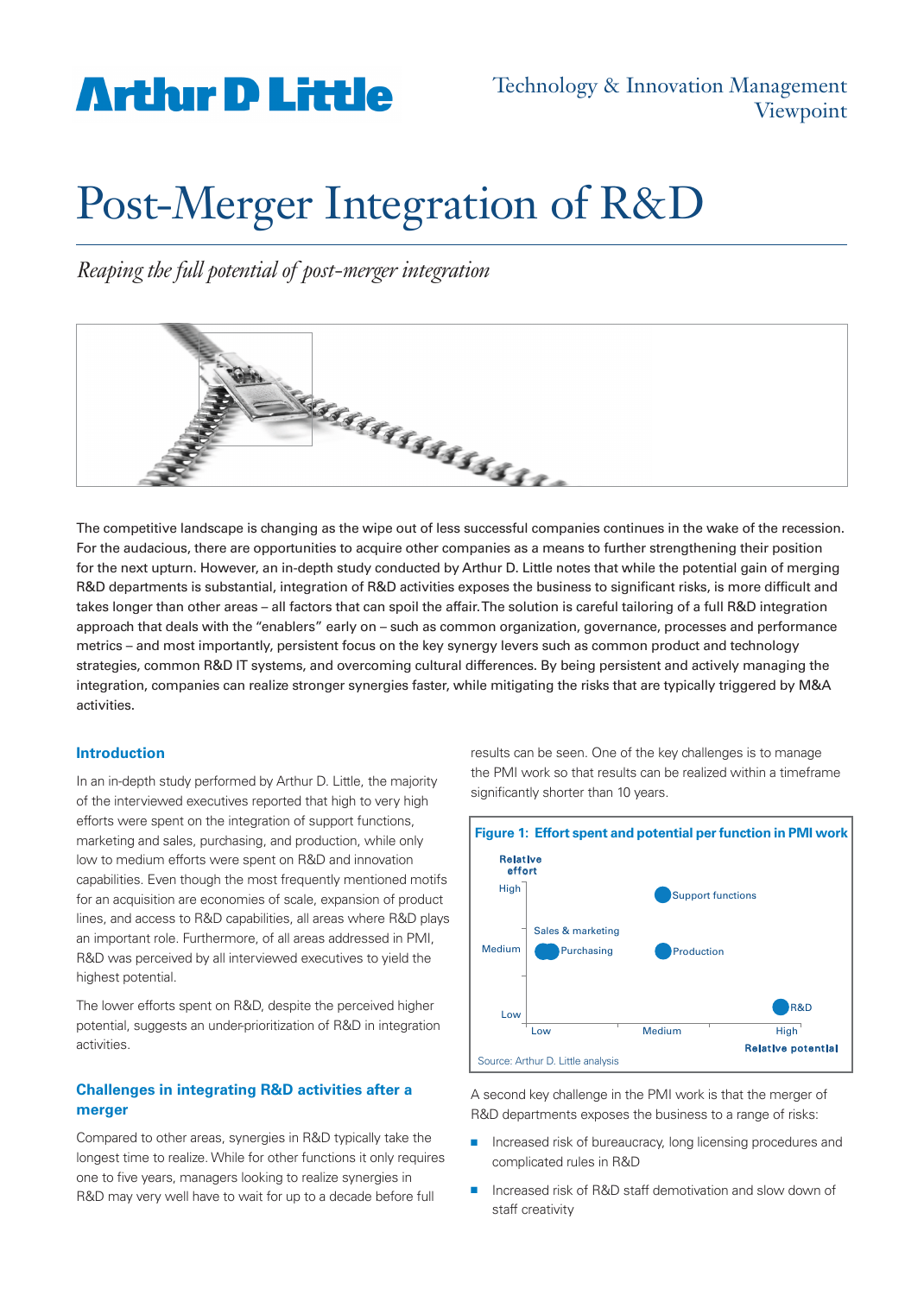# Post-Merger Integration of R&D

*Reaping the full potential of post-merger integration*

The competitive landscape is changing as the wipe out of less successful companies continues in the wake of the recession. For the audacious, there are opportunities to acquire other companies as a means to further strengthening their position for the next upturn. However, an in-depth study conducted by Arthur D. Little notes that while the potential gain of merging R&D departments is substantial, integration of R&D activities exposes the business to significant risks, is more difficult and takes longer than other areas – all factors that can spoil the affair. The solution is careful tailoring of a full R&D integration approach that deals with the "enablers" early on – such as common organization, governance, processes and performance metrics – and most importantly, persistent focus on the key synergy levers such as common product and technology strategies, common R&D IT systems, and overcoming cultural differences. By being persistent and actively managing the integration, companies can realize stronger synergies faster, while mitigating the risks that are typically triggered by M&A activities.

## Introduction

In an in-depth study performed by Arthur D. Little, the majority of the interviewed executives reported that high to very high efforts were spent on the integration of support functions, marketing and sales, purchasing, and production, while only low to medium efforts were spent on R&D and innovation capabilities. Even though the most frequently mentioned motifs for an acquisition are economies of scale, expansion of product lines, and access to R&D capabilities, all areas where R&D plays an important role. Furthermore, of all areas addressed in PMI, R&D was perceived by all interviewed executives to yield the highest potential.

The lower efforts spent on R&D, despite the perceived higher potential, suggests an under-prioritization of R&D in integration activities.

## Challenges in integrating R&D activities after a merger

Compared to other areas, synergies in R&D typically take the longest time to realize. While for other functions it only requires one to five years, managers looking to realize synergies in R&D may very well have to wait for up to a decade before full results can be seen. One of the key challenges is to manage the PMI work so that results can be realized within a timeframe significantly shorter than 10 years.

**Figure 1: Effort spent and potential per function in PMI work**

| Function | Relative effort | Relative potential |
|---|---|---|
| Support functions | High | Medium |
| Sales & marketing | Medium | Low |
| Purchasing | Medium | Low |
| Production | Medium | Medium |
| R&D | Low | High |

Source: Arthur D. Little analysis

A second key challenge in the PMI work is that the merger of R&D departments exposes the business to a range of risks:

- Increased risk of bureaucracy, long licensing procedures and complicated rules in R&D
- Increased risk of R&D staff demotivation and slow down of staff creativity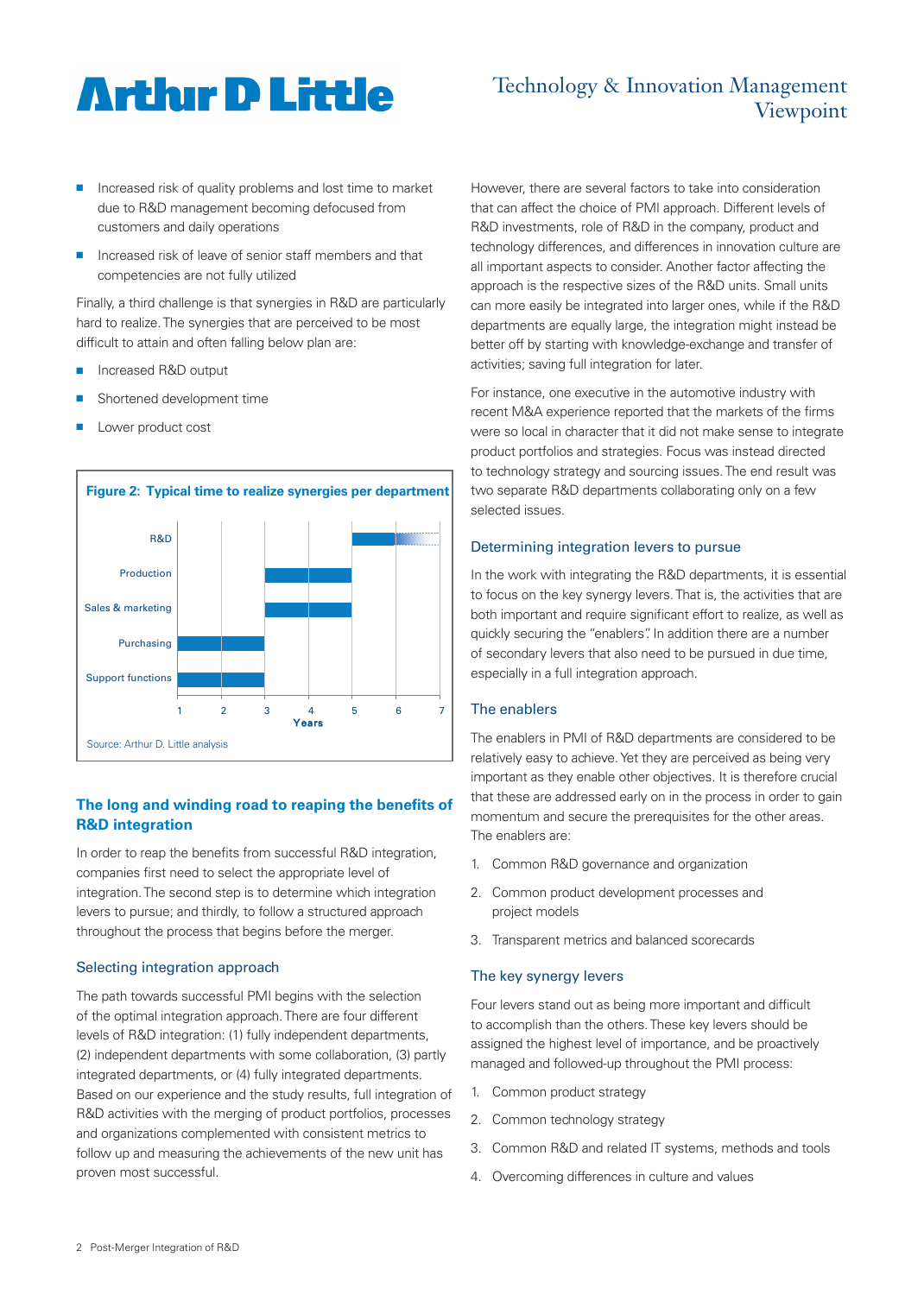- Increased risk of quality problems and lost time to market due to R&D management becoming defocused from customers and daily operations
- Increased risk of leave of senior staff members and that competencies are not fully utilized

Finally, a third challenge is that synergies in R&D are particularly hard to realize. The synergies that are perceived to be most difficult to attain and often falling below plan are:

- Increased R&D output
- Shortened development time
- Lower product cost

**Figure 2: Typical time to realize synergies per department**

| Department | Years |
| --- | --- |
| R&D | 5–6 (extending towards 7) |
| Production | 3–5 |
| Sales & marketing | 3–5 |
| Purchasing | 1–3 |
| Support functions | 1–3 |

Source: Arthur D. Little analysis

## The long and winding road to reaping the benefits of R&D integration

In order to reap the benefits from successful R&D integration, companies first need to select the appropriate level of integration. The second step is to determine which integration levers to pursue; and thirdly, to follow a structured approach throughout the process that begins before the merger.

### Selecting integration approach

The path towards successful PMI begins with the selection of the optimal integration approach. There are four different levels of R&D integration: (1) fully independent departments, (2) independent departments with some collaboration, (3) partly integrated departments, or (4) fully integrated departments. Based on our experience and the study results, full integration of R&D activities with the merging of product portfolios, processes and organizations complemented with consistent metrics to follow up and measuring the achievements of the new unit has proven most successful.

However, there are several factors to take into consideration that can affect the choice of PMI approach. Different levels of R&D investments, role of R&D in the company, product and technology differences, and differences in innovation culture are all important aspects to consider. Another factor affecting the approach is the respective sizes of the R&D units. Small units can more easily be integrated into larger ones, while if the R&D departments are equally large, the integration might instead be better off by starting with knowledge-exchange and transfer of activities; saving full integration for later.

For instance, one executive in the automotive industry with recent M&A experience reported that the markets of the firms were so local in character that it did not make sense to integrate product portfolios and strategies. Focus was instead directed to technology strategy and sourcing issues. The end result was two separate R&D departments collaborating only on a few selected issues.

### Determining integration levers to pursue

In the work with integrating the R&D departments, it is essential to focus on the key synergy levers. That is, the activities that are both important and require significant effort to realize, as well as quickly securing the "enablers". In addition there are a number of secondary levers that also need to be pursued in due time, especially in a full integration approach.

### The enablers

The enablers in PMI of R&D departments are considered to be relatively easy to achieve. Yet they are perceived as being very important as they enable other objectives. It is therefore crucial that these are addressed early on in the process in order to gain momentum and secure the prerequisites for the other areas. The enablers are:

1. Common R&D governance and organization
2. Common product development processes and project models
3. Transparent metrics and balanced scorecards

### The key synergy levers

Four levers stand out as being more important and difficult to accomplish than the others. These key levers should be assigned the highest level of importance, and be proactively managed and followed-up throughout the PMI process:

1. Common product strategy
2. Common technology strategy
3. Common R&D and related IT systems, methods and tools
4. Overcoming differences in culture and values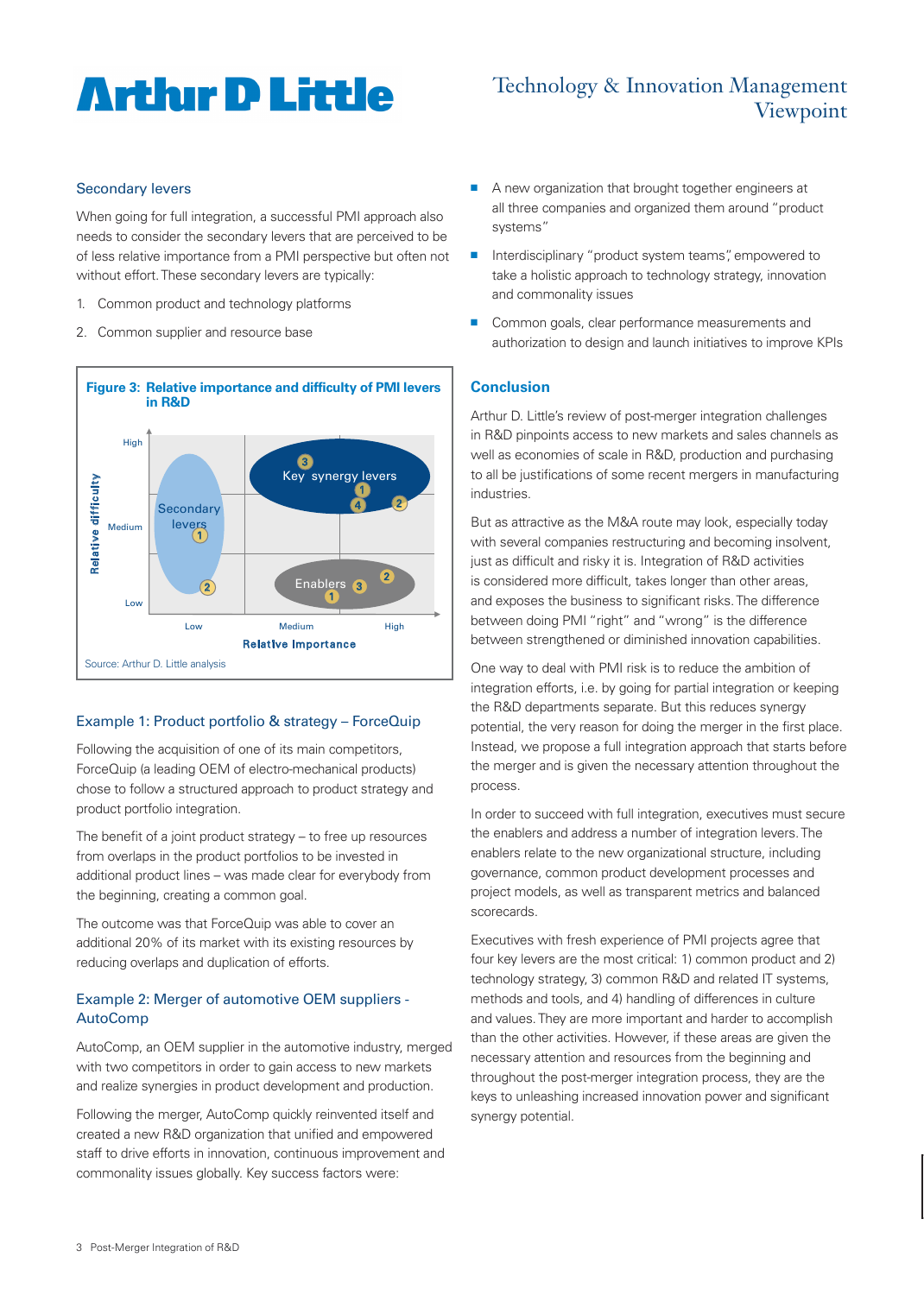### Secondary levers

When going for full integration, a successful PMI approach also needs to consider the secondary levers that are perceived to be of less relative importance from a PMI perspective but often not without effort. These secondary levers are typically:

1. Common product and technology platforms
2. Common supplier and resource base

**Figure 3: Relative importance and difficulty of PMI levers in R&D**

Relative difficulty (Low, Medium, High) vs. Relative Importance (Low, Medium, High)

- Key synergy levers: 3, 1, 4, 2
- Secondary levers: 1, 2
- Enablers: 3, 1, 2

Source: Arthur D. Little analysis

### Example 1: Product portfolio & strategy – ForceQuip

Following the acquisition of one of its main competitors, ForceQuip (a leading OEM of electro-mechanical products) chose to follow a structured approach to product strategy and product portfolio integration.

The benefit of a joint product strategy – to free up resources from overlaps in the product portfolios to be invested in additional product lines – was made clear for everybody from the beginning, creating a common goal.

The outcome was that ForceQuip was able to cover an additional 20% of its market with its existing resources by reducing overlaps and duplication of efforts.

### Example 2: Merger of automotive OEM suppliers - AutoComp

AutoComp, an OEM supplier in the automotive industry, merged with two competitors in order to gain access to new markets and realize synergies in product development and production.

Following the merger, AutoComp quickly reinvented itself and created a new R&D organization that unified and empowered staff to drive efforts in innovation, continuous improvement and commonality issues globally. Key success factors were:

- A new organization that brought together engineers at all three companies and organized them around "product systems"
- Interdisciplinary "product system teams", empowered to take a holistic approach to technology strategy, innovation and commonality issues
- Common goals, clear performance measurements and authorization to design and launch initiatives to improve KPIs

## Conclusion

Arthur D. Little's review of post-merger integration challenges in R&D pinpoints access to new markets and sales channels as well as economies of scale in R&D, production and purchasing to all be justifications of some recent mergers in manufacturing industries.

But as attractive as the M&A route may look, especially today with several companies restructuring and becoming insolvent, just as difficult and risky it is. Integration of R&D activities is considered more difficult, takes longer than other areas, and exposes the business to significant risks. The difference between doing PMI "right" and "wrong" is the difference between strengthened or diminished innovation capabilities.

One way to deal with PMI risk is to reduce the ambition of integration efforts, i.e. by going for partial integration or keeping the R&D departments separate. But this reduces synergy potential, the very reason for doing the merger in the first place. Instead, we propose a full integration approach that starts before the merger and is given the necessary attention throughout the process.

In order to succeed with full integration, executives must secure the enablers and address a number of integration levers. The enablers relate to the new organizational structure, including governance, common product development processes and project models, as well as transparent metrics and balanced scorecards.

Executives with fresh experience of PMI projects agree that four key levers are the most critical: 1) common product and 2) technology strategy, 3) common R&D and related IT systems, methods and tools, and 4) handling of differences in culture and values. They are more important and harder to accomplish than the other activities. However, if these areas are given the necessary attention and resources from the beginning and throughout the post-merger integration process, they are the keys to unleashing increased innovation power and significant synergy potential.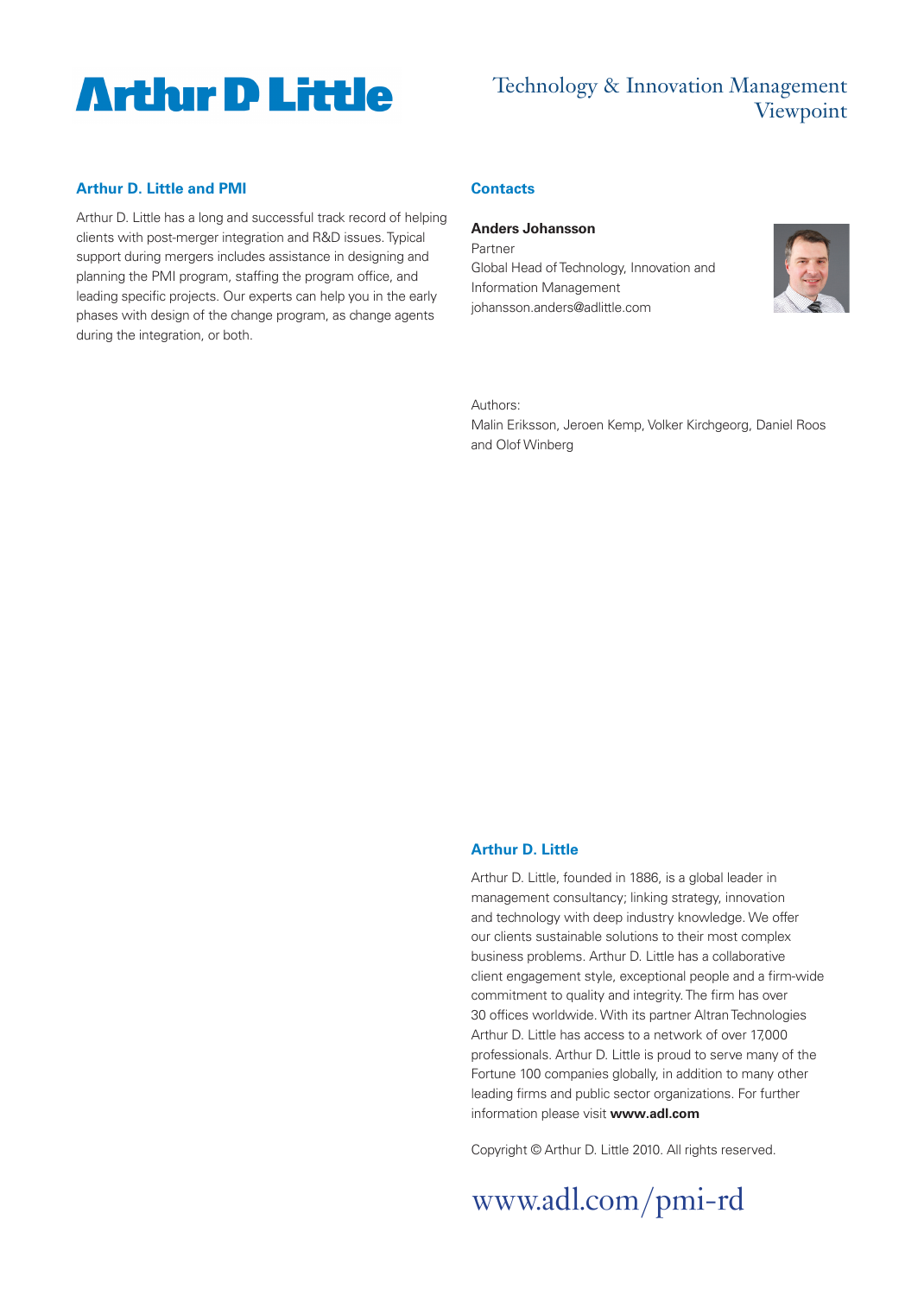Arthur D Little

Technology & Innovation Management Viewpoint

## Arthur D. Little and PMI

Arthur D. Little has a long and successful track record of helping clients with post-merger integration and R&D issues. Typical support during mergers includes assistance in designing and planning the PMI program, staffing the program office, and leading specific projects. Our experts can help you in the early phases with design of the change program, as change agents during the integration, or both.

## Contacts

**Anders Johansson**
Partner
Global Head of Technology, Innovation and Information Management
johansson.anders@adlittle.com

Authors:
Malin Eriksson, Jeroen Kemp, Volker Kirchgeorg, Daniel Roos and Olof Winberg

## Arthur D. Little

Arthur D. Little, founded in 1886, is a global leader in management consultancy; linking strategy, innovation and technology with deep industry knowledge. We offer our clients sustainable solutions to their most complex business problems. Arthur D. Little has a collaborative client engagement style, exceptional people and a firm-wide commitment to quality and integrity. The firm has over 30 offices worldwide. With its partner Altran Technologies Arthur D. Little has access to a network of over 17,000 professionals. Arthur D. Little is proud to serve many of the Fortune 100 companies globally, in addition to many other leading firms and public sector organizations. For further information please visit **www.adl.com**

Copyright © Arthur D. Little 2010. All rights reserved.

www.adl.com/pmi-rd